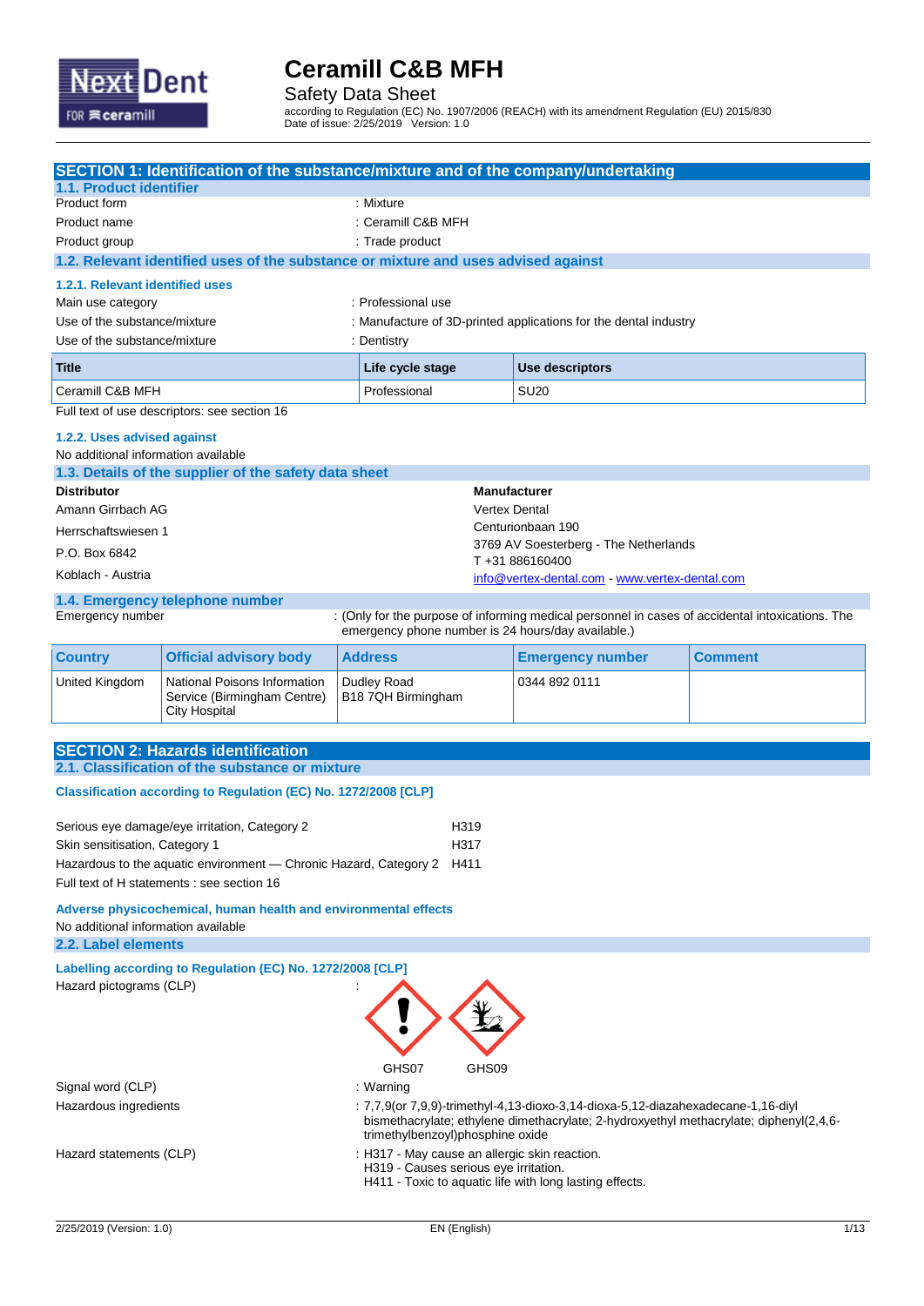# Ceramill C&B MFH

Safety Data Sheet

according to Regulation (EC) No. 1907/2006 (REACH) with its amendment Regulation (EU) 2015/830
Date of issue: 2/25/2019 Version: 1.0

## SECTION 1: Identification of the substance/mixture and of the company/undertaking

### 1.1. Product identifier

Product form : Mixture

Product name : Ceramill C&B MFH

Product group : Trade product

### 1.2. Relevant identified uses of the substance or mixture and uses advised against

#### 1.2.1. Relevant identified uses

Main use category : Professional use

Use of the substance/mixture : Manufacture of 3D-printed applications for the dental industry

Use of the substance/mixture : Dentistry

| Title | Life cycle stage | Use descriptors |
|---|---|---|
| Ceramill C&B MFH | Professional | SU20 |

Full text of use descriptors: see section 16

#### 1.2.2. Uses advised against

No additional information available

### 1.3. Details of the supplier of the safety data sheet

**Distributor**
Amann Girrbach AG
Herrschaftswiesen 1
P.O. Box 6842
Koblach - Austria

**Manufacturer**
Vertex Dental
Centurionbaan 190
3769 AV Soesterberg - The Netherlands
T +31 886160400
info@vertex-dental.com - www.vertex-dental.com

### 1.4. Emergency telephone number

Emergency number : (Only for the purpose of informing medical personnel in cases of accidental intoxications. The emergency phone number is 24 hours/day available.)

| Country | Official advisory body | Address | Emergency number | Comment |
|---|---|---|---|---|
| United Kingdom | National Poisons Information Service (Birmingham Centre) City Hospital | Dudley Road B18 7QH Birmingham | 0344 892 0111 | |

## SECTION 2: Hazards identification

### 2.1. Classification of the substance or mixture

#### Classification according to Regulation (EC) No. 1272/2008 [CLP]

| | |
|---|---|
| Serious eye damage/eye irritation, Category 2 | H319 |
| Skin sensitisation, Category 1 | H317 |
| Hazardous to the aquatic environment — Chronic Hazard, Category 2 | H411 |

Full text of H statements : see section 16

#### Adverse physicochemical, human health and environmental effects

No additional information available

### 2.2. Label elements

#### Labelling according to Regulation (EC) No. 1272/2008 [CLP]

Hazard pictograms (CLP) :

GHS07 GHS09

Signal word (CLP) : Warning

Hazardous ingredients : 7,7,9(or 7,9,9)-trimethyl-4,13-dioxo-3,14-dioxa-5,12-diazahexadecane-1,16-diyl bismethacrylate; ethylene dimethacrylate; 2-hydroxyethyl methacrylate; diphenyl(2,4,6-trimethylbenzoyl)phosphine oxide

Hazard statements (CLP) : H317 - May cause an allergic skin reaction.
H319 - Causes serious eye irritation.
H411 - Toxic to aquatic life with long lasting effects.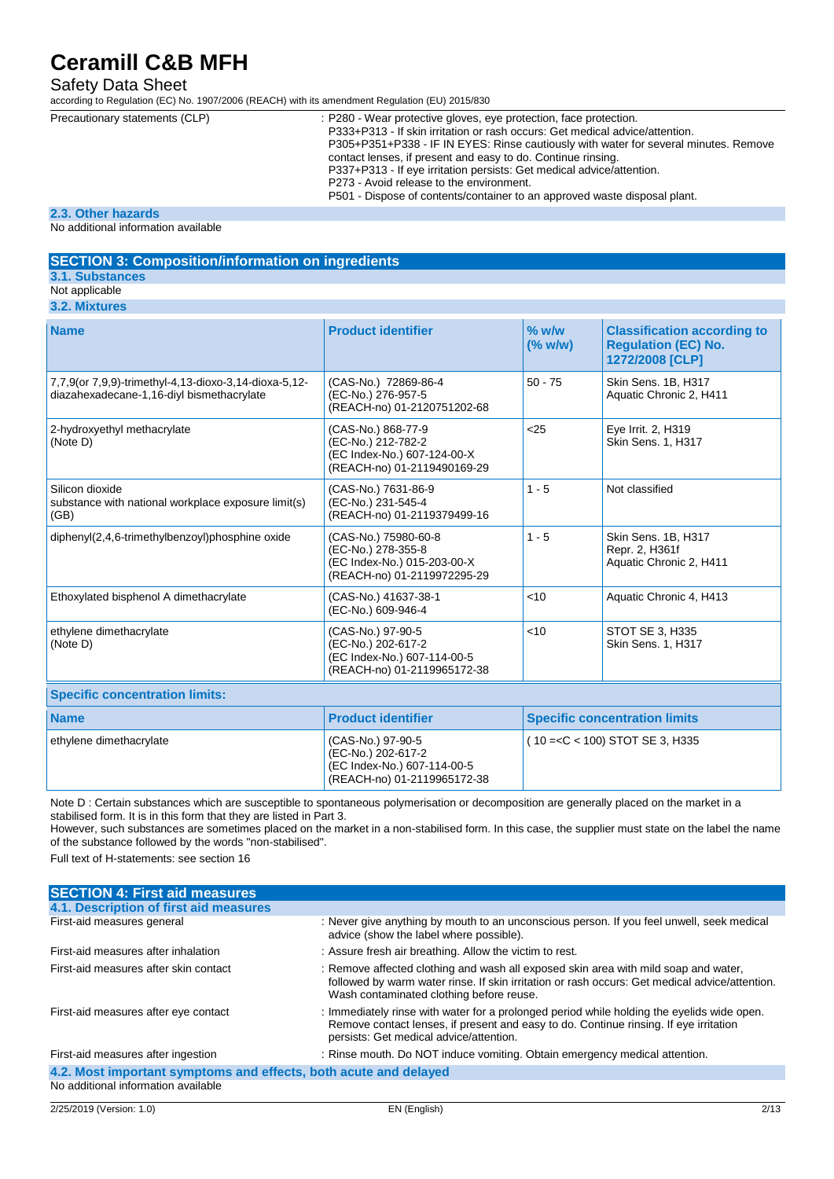| | |
|---|---|
| Precautionary statements (CLP) | : P280 - Wear protective gloves, eye protection, face protection.<br>P333+P313 - If skin irritation or rash occurs: Get medical advice/attention.<br>P305+P351+P338 - IF IN EYES: Rinse cautiously with water for several minutes. Remove contact lenses, if present and easy to do. Continue rinsing.<br>P337+P313 - If eye irritation persists: Get medical advice/attention.<br>P273 - Avoid release to the environment.<br>P501 - Dispose of contents/container to an approved waste disposal plant. |

### 2.3. Other hazards

No additional information available

## SECTION 3: Composition/information on ingredients

### 3.1. Substances

Not applicable

### 3.2. Mixtures

| Name | Product identifier | % w/w (% w/w) | Classification according to Regulation (EC) No. 1272/2008 [CLP] |
|---|---|---|---|
| 7,7,9(or 7,9,9)-trimethyl-4,13-dioxo-3,14-dioxa-5,12-diazahexadecane-1,16-diyl bismethacrylate | (CAS-No.) 72869-86-4<br>(EC-No.) 276-957-5<br>(REACH-no) 01-2120751202-68 | 50 - 75 | Skin Sens. 1B, H317<br>Aquatic Chronic 2, H411 |
| 2-hydroxyethyl methacrylate<br>(Note D) | (CAS-No.) 868-77-9<br>(EC-No.) 212-782-2<br>(EC Index-No.) 607-124-00-X<br>(REACH-no) 01-2119490169-29 | <25 | Eye Irrit. 2, H319<br>Skin Sens. 1, H317 |
| Silicon dioxide<br>substance with national workplace exposure limit(s) (GB) | (CAS-No.) 7631-86-9<br>(EC-No.) 231-545-4<br>(REACH-no) 01-2119379499-16 | 1 - 5 | Not classified |
| diphenyl(2,4,6-trimethylbenzoyl)phosphine oxide | (CAS-No.) 75980-60-8<br>(EC-No.) 278-355-8<br>(EC Index-No.) 015-203-00-X<br>(REACH-no) 01-2119972295-29 | 1 - 5 | Skin Sens. 1B, H317<br>Repr. 2, H361f<br>Aquatic Chronic 2, H411 |
| Ethoxylated bisphenol A dimethacrylate | (CAS-No.) 41637-38-1<br>(EC-No.) 609-946-4 | <10 | Aquatic Chronic 4, H413 |
| ethylene dimethacrylate<br>(Note D) | (CAS-No.) 97-90-5<br>(EC-No.) 202-617-2<br>(EC Index-No.) 607-114-00-5<br>(REACH-no) 01-2119965172-38 | <10 | STOT SE 3, H335<br>Skin Sens. 1, H317 |

**Specific concentration limits:**

| Name | Product identifier | Specific concentration limits |
|---|---|---|
| ethylene dimethacrylate | (CAS-No.) 97-90-5<br>(EC-No.) 202-617-2<br>(EC Index-No.) 607-114-00-5<br>(REACH-no) 01-2119965172-38 | ( 10 =<C < 100) STOT SE 3, H335 |

Note D : Certain substances which are susceptible to spontaneous polymerisation or decomposition are generally placed on the market in a stabilised form. It is in this form that they are listed in Part 3.
However, such substances are sometimes placed on the market in a non-stabilised form. In this case, the supplier must state on the label the name of the substance followed by the words "non-stabilised".

Full text of H-statements: see section 16

## SECTION 4: First aid measures

### 4.1. Description of first aid measures

| | |
|---|---|
| First-aid measures general | : Never give anything by mouth to an unconscious person. If you feel unwell, seek medical advice (show the label where possible). |
| First-aid measures after inhalation | : Assure fresh air breathing. Allow the victim to rest. |
| First-aid measures after skin contact | : Remove affected clothing and wash all exposed skin area with mild soap and water, followed by warm water rinse. If skin irritation or rash occurs: Get medical advice/attention. Wash contaminated clothing before reuse. |
| First-aid measures after eye contact | : Immediately rinse with water for a prolonged period while holding the eyelids wide open. Remove contact lenses, if present and easy to do. Continue rinsing. If eye irritation persists: Get medical advice/attention. |
| First-aid measures after ingestion | : Rinse mouth. Do NOT induce vomiting. Obtain emergency medical attention. |

### 4.2. Most important symptoms and effects, both acute and delayed

No additional information available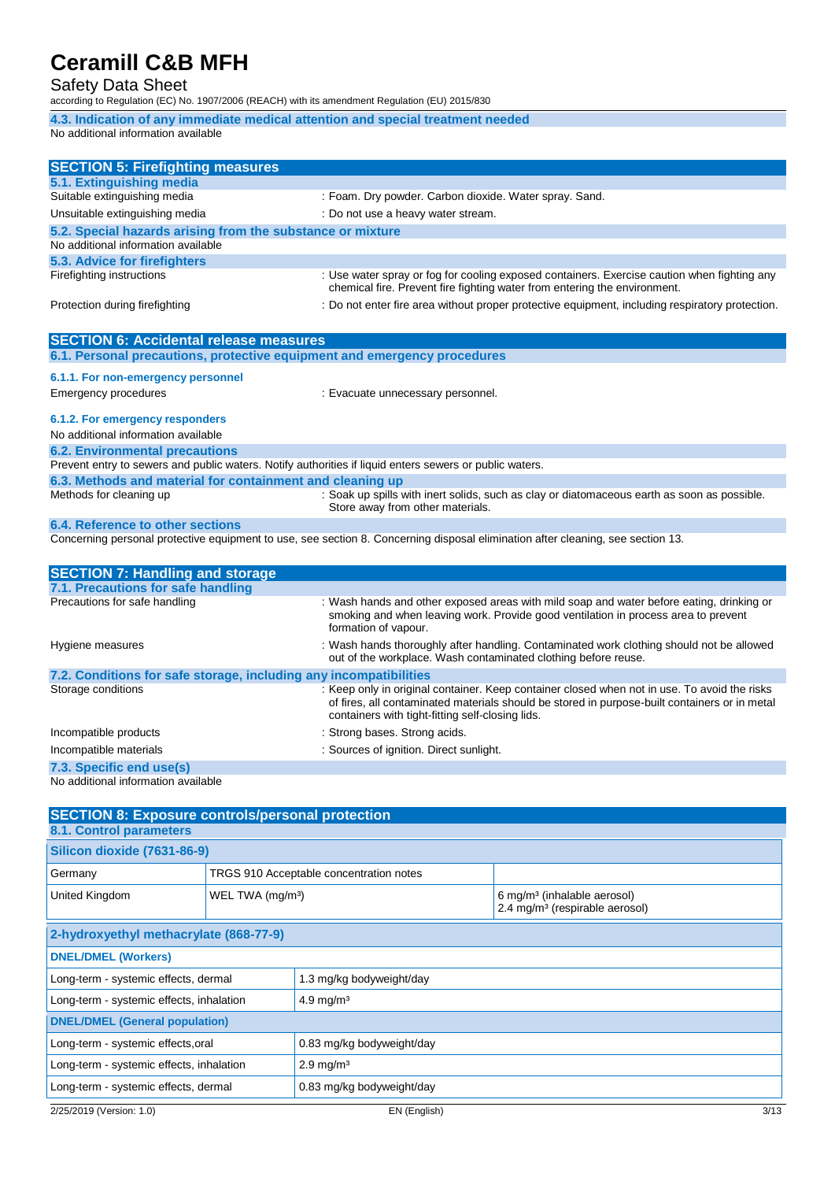### 4.3. Indication of any immediate medical attention and special treatment needed

No additional information available

## SECTION 5: Firefighting measures

### 5.1. Extinguishing media

| | |
|---|---|
| Suitable extinguishing media | : Foam. Dry powder. Carbon dioxide. Water spray. Sand. |
| Unsuitable extinguishing media | : Do not use a heavy water stream. |

### 5.2. Special hazards arising from the substance or mixture

No additional information available

### 5.3. Advice for firefighters

| | |
|---|---|
| Firefighting instructions | : Use water spray or fog for cooling exposed containers. Exercise caution when fighting any chemical fire. Prevent fire fighting water from entering the environment. |
| Protection during firefighting | : Do not enter fire area without proper protective equipment, including respiratory protection. |

## SECTION 6: Accidental release measures

### 6.1. Personal precautions, protective equipment and emergency procedures

#### 6.1.1. For non-emergency personnel

| | |
|---|---|
| Emergency procedures | : Evacuate unnecessary personnel. |

#### 6.1.2. For emergency responders

No additional information available

### 6.2. Environmental precautions

Prevent entry to sewers and public waters. Notify authorities if liquid enters sewers or public waters.

### 6.3. Methods and material for containment and cleaning up

| | |
|---|---|
| Methods for cleaning up | : Soak up spills with inert solids, such as clay or diatomaceous earth as soon as possible. Store away from other materials. |

### 6.4. Reference to other sections

Concerning personal protective equipment to use, see section 8. Concerning disposal elimination after cleaning, see section 13.

## SECTION 7: Handling and storage

### 7.1. Precautions for safe handling

| | |
|---|---|
| Precautions for safe handling | : Wash hands and other exposed areas with mild soap and water before eating, drinking or smoking and when leaving work. Provide good ventilation in process area to prevent formation of vapour. |
| Hygiene measures | : Wash hands thoroughly after handling. Contaminated work clothing should not be allowed out of the workplace. Wash contaminated clothing before reuse. |

### 7.2. Conditions for safe storage, including any incompatibilities

| | |
|---|---|
| Storage conditions | : Keep only in original container. Keep container closed when not in use. To avoid the risks of fires, all contaminated materials should be stored in purpose-built containers or in metal containers with tight-fitting self-closing lids. |
| Incompatible products | : Strong bases. Strong acids. |
| Incompatible materials | : Sources of ignition. Direct sunlight. |

### 7.3. Specific end use(s)

No additional information available

## SECTION 8: Exposure controls/personal protection

### 8.1. Control parameters

| Silicon dioxide (7631-86-9) | | |
|---|---|---|
| Germany | TRGS 910 Acceptable concentration notes | |
| United Kingdom | WEL TWA (mg/m³) | 6 mg/m³ (inhalable aerosol)<br>2.4 mg/m³ (respirable aerosol) |

| 2-hydroxyethyl methacrylate (868-77-9) | |
|---|---|
| **DNEL/DMEL (Workers)** | |
| Long-term - systemic effects, dermal | 1.3 mg/kg bodyweight/day |
| Long-term - systemic effects, inhalation | 4.9 mg/m³ |
| **DNEL/DMEL (General population)** | |
| Long-term - systemic effects,oral | 0.83 mg/kg bodyweight/day |
| Long-term - systemic effects, inhalation | 2.9 mg/m³ |
| Long-term - systemic effects, dermal | 0.83 mg/kg bodyweight/day |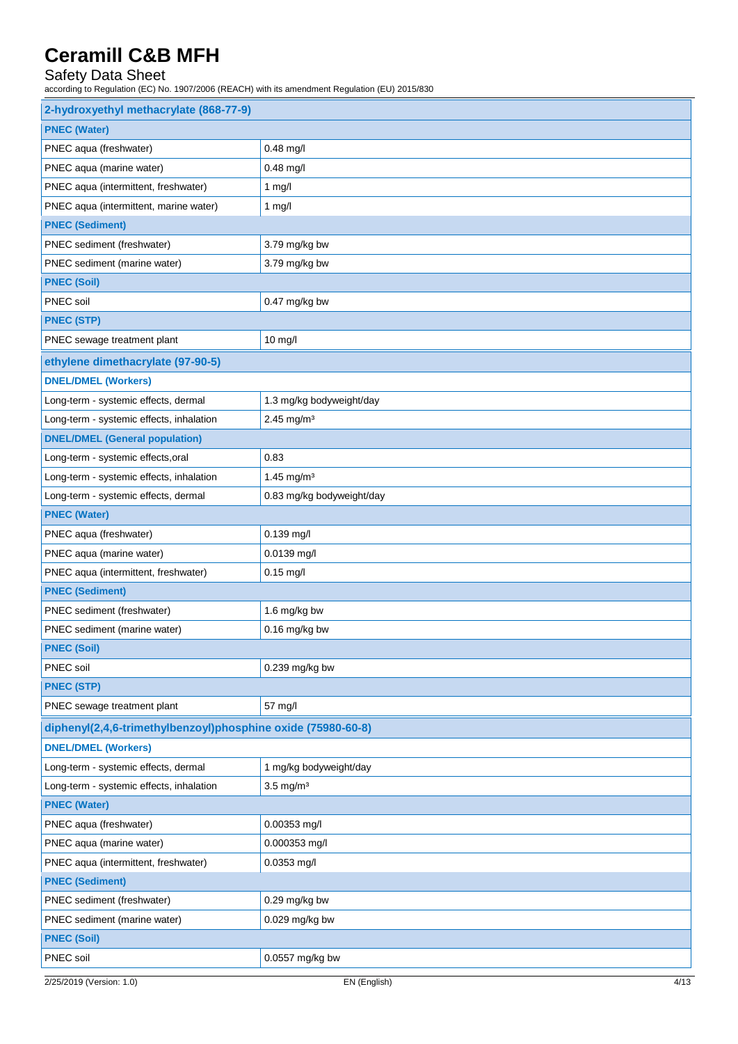| 2-hydroxyethyl methacrylate (868-77-9) | |
|---|---|
| **PNEC (Water)** | |
| PNEC aqua (freshwater) | 0.48 mg/l |
| PNEC aqua (marine water) | 0.48 mg/l |
| PNEC aqua (intermittent, freshwater) | 1 mg/l |
| PNEC aqua (intermittent, marine water) | 1 mg/l |
| **PNEC (Sediment)** | |
| PNEC sediment (freshwater) | 3.79 mg/kg bw |
| PNEC sediment (marine water) | 3.79 mg/kg bw |
| **PNEC (Soil)** | |
| PNEC soil | 0.47 mg/kg bw |
| **PNEC (STP)** | |
| PNEC sewage treatment plant | 10 mg/l |

| ethylene dimethacrylate (97-90-5) | |
|---|---|
| **DNEL/DMEL (Workers)** | |
| Long-term - systemic effects, dermal | 1.3 mg/kg bodyweight/day |
| Long-term - systemic effects, inhalation | 2.45 mg/m³ |
| **DNEL/DMEL (General population)** | |
| Long-term - systemic effects,oral | 0.83 |
| Long-term - systemic effects, inhalation | 1.45 mg/m³ |
| Long-term - systemic effects, dermal | 0.83 mg/kg bodyweight/day |
| **PNEC (Water)** | |
| PNEC aqua (freshwater) | 0.139 mg/l |
| PNEC aqua (marine water) | 0.0139 mg/l |
| PNEC aqua (intermittent, freshwater) | 0.15 mg/l |
| **PNEC (Sediment)** | |
| PNEC sediment (freshwater) | 1.6 mg/kg bw |
| PNEC sediment (marine water) | 0.16 mg/kg bw |
| **PNEC (Soil)** | |
| PNEC soil | 0.239 mg/kg bw |
| **PNEC (STP)** | |
| PNEC sewage treatment plant | 57 mg/l |

| diphenyl(2,4,6-trimethylbenzoyl)phosphine oxide (75980-60-8) | |
|---|---|
| **DNEL/DMEL (Workers)** | |
| Long-term - systemic effects, dermal | 1 mg/kg bodyweight/day |
| Long-term - systemic effects, inhalation | 3.5 mg/m³ |
| **PNEC (Water)** | |
| PNEC aqua (freshwater) | 0.00353 mg/l |
| PNEC aqua (marine water) | 0.000353 mg/l |
| PNEC aqua (intermittent, freshwater) | 0.0353 mg/l |
| **PNEC (Sediment)** | |
| PNEC sediment (freshwater) | 0.29 mg/kg bw |
| PNEC sediment (marine water) | 0.029 mg/kg bw |
| **PNEC (Soil)** | |
| PNEC soil | 0.0557 mg/kg bw |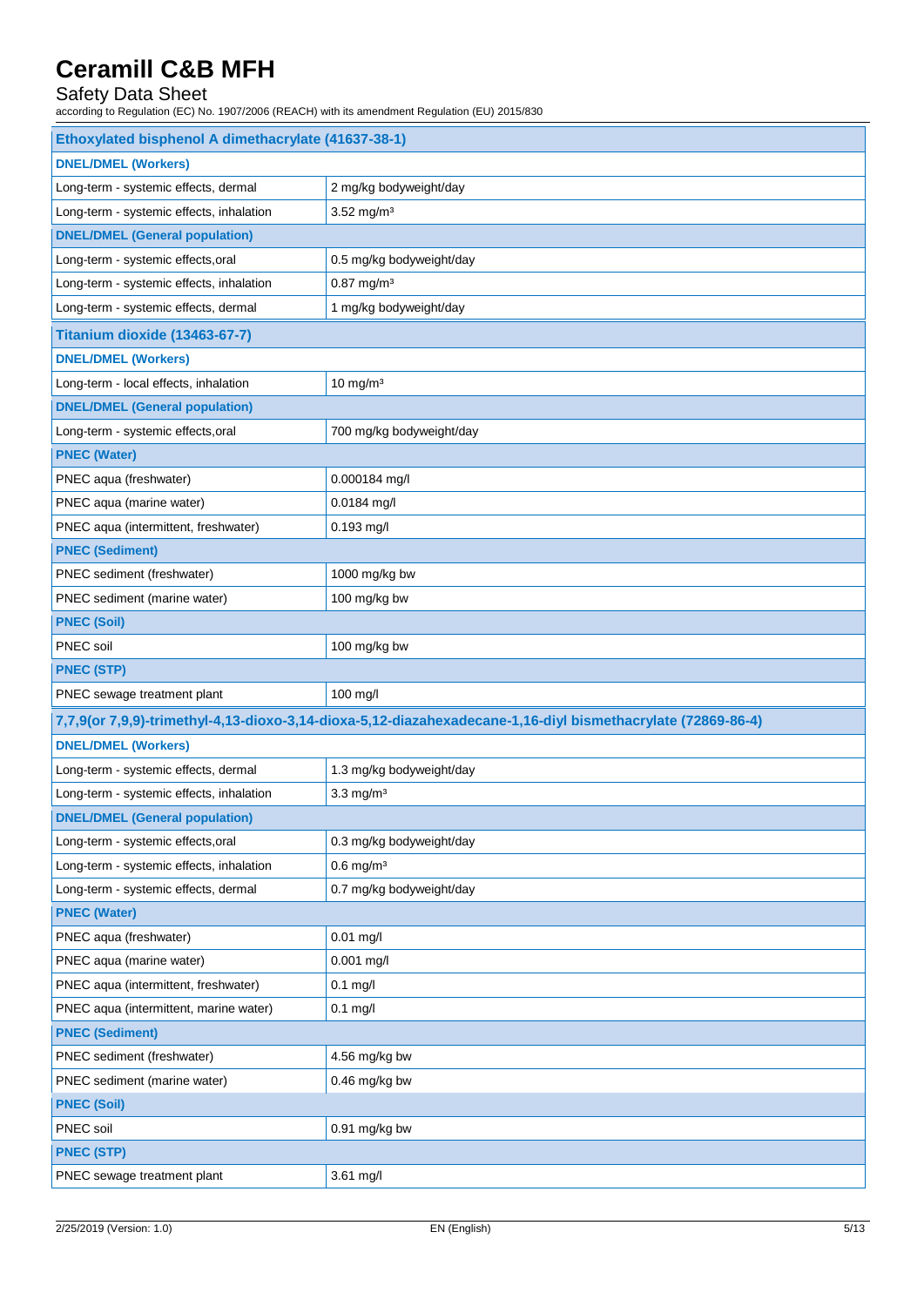| Ethoxylated bisphenol A dimethacrylate (41637-38-1) | |
|---|---|
| **DNEL/DMEL (Workers)** | |
| Long-term - systemic effects, dermal | 2 mg/kg bodyweight/day |
| Long-term - systemic effects, inhalation | 3.52 mg/m³ |
| **DNEL/DMEL (General population)** | |
| Long-term - systemic effects,oral | 0.5 mg/kg bodyweight/day |
| Long-term - systemic effects, inhalation | 0.87 mg/m³ |
| Long-term - systemic effects, dermal | 1 mg/kg bodyweight/day |

| Titanium dioxide (13463-67-7) | |
|---|---|
| **DNEL/DMEL (Workers)** | |
| Long-term - local effects, inhalation | 10 mg/m³ |
| **DNEL/DMEL (General population)** | |
| Long-term - systemic effects,oral | 700 mg/kg bodyweight/day |
| **PNEC (Water)** | |
| PNEC aqua (freshwater) | 0.000184 mg/l |
| PNEC aqua (marine water) | 0.0184 mg/l |
| PNEC aqua (intermittent, freshwater) | 0.193 mg/l |
| **PNEC (Sediment)** | |
| PNEC sediment (freshwater) | 1000 mg/kg bw |
| PNEC sediment (marine water) | 100 mg/kg bw |
| **PNEC (Soil)** | |
| PNEC soil | 100 mg/kg bw |
| **PNEC (STP)** | |
| PNEC sewage treatment plant | 100 mg/l |

| 7,7,9(or 7,9,9)-trimethyl-4,13-dioxo-3,14-dioxa-5,12-diazahexadecane-1,16-diyl bismethacrylate (72869-86-4) | |
|---|---|
| **DNEL/DMEL (Workers)** | |
| Long-term - systemic effects, dermal | 1.3 mg/kg bodyweight/day |
| Long-term - systemic effects, inhalation | 3.3 mg/m³ |
| **DNEL/DMEL (General population)** | |
| Long-term - systemic effects,oral | 0.3 mg/kg bodyweight/day |
| Long-term - systemic effects, inhalation | 0.6 mg/m³ |
| Long-term - systemic effects, dermal | 0.7 mg/kg bodyweight/day |
| **PNEC (Water)** | |
| PNEC aqua (freshwater) | 0.01 mg/l |
| PNEC aqua (marine water) | 0.001 mg/l |
| PNEC aqua (intermittent, freshwater) | 0.1 mg/l |
| PNEC aqua (intermittent, marine water) | 0.1 mg/l |
| **PNEC (Sediment)** | |
| PNEC sediment (freshwater) | 4.56 mg/kg bw |
| PNEC sediment (marine water) | 0.46 mg/kg bw |
| **PNEC (Soil)** | |
| PNEC soil | 0.91 mg/kg bw |
| **PNEC (STP)** | |
| PNEC sewage treatment plant | 3.61 mg/l |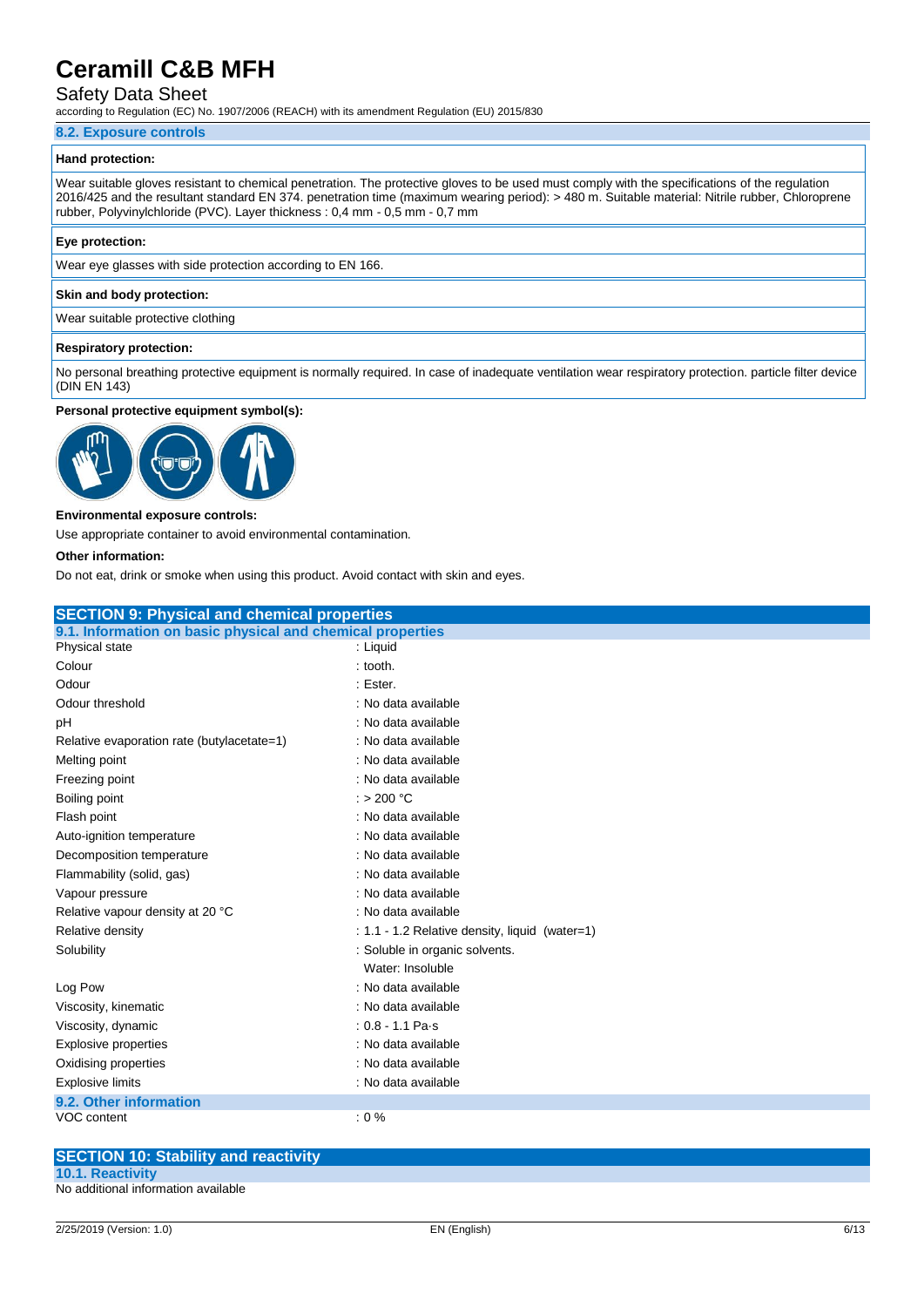### 8.2. Exposure controls

**Hand protection:**

Wear suitable gloves resistant to chemical penetration. The protective gloves to be used must comply with the specifications of the regulation 2016/425 and the resultant standard EN 374. penetration time (maximum wearing period): > 480 m. Suitable material: Nitrile rubber, Chloroprene rubber, Polyvinylchloride (PVC). Layer thickness : 0,4 mm - 0,5 mm - 0,7 mm

**Eye protection:**

Wear eye glasses with side protection according to EN 166.

**Skin and body protection:**

Wear suitable protective clothing

**Respiratory protection:**

No personal breathing protective equipment is normally required. In case of inadequate ventilation wear respiratory protection. particle filter device (DIN EN 143)

**Personal protective equipment symbol(s):**

**Environmental exposure controls:**

Use appropriate container to avoid environmental contamination.

**Other information:**

Do not eat, drink or smoke when using this product. Avoid contact with skin and eyes.

## SECTION 9: Physical and chemical properties

### 9.1. Information on basic physical and chemical properties

| | |
|---|---|
| Physical state | : Liquid |
| Colour | : tooth. |
| Odour | : Ester. |
| Odour threshold | : No data available |
| pH | : No data available |
| Relative evaporation rate (butylacetate=1) | : No data available |
| Melting point | : No data available |
| Freezing point | : No data available |
| Boiling point | : > 200 °C |
| Flash point | : No data available |
| Auto-ignition temperature | : No data available |
| Decomposition temperature | : No data available |
| Flammability (solid, gas) | : No data available |
| Vapour pressure | : No data available |
| Relative vapour density at 20 °C | : No data available |
| Relative density | : 1.1 - 1.2 Relative density, liquid (water=1) |
| Solubility | : Soluble in organic solvents.<br>Water: Insoluble |
| Log Pow | : No data available |
| Viscosity, kinematic | : No data available |
| Viscosity, dynamic | : 0.8 - 1.1 Pa·s |
| Explosive properties | : No data available |
| Oxidising properties | : No data available |
| Explosive limits | : No data available |

### 9.2. Other information

| | |
|---|---|
| VOC content | : 0 % |

## SECTION 10: Stability and reactivity

### 10.1. Reactivity

No additional information available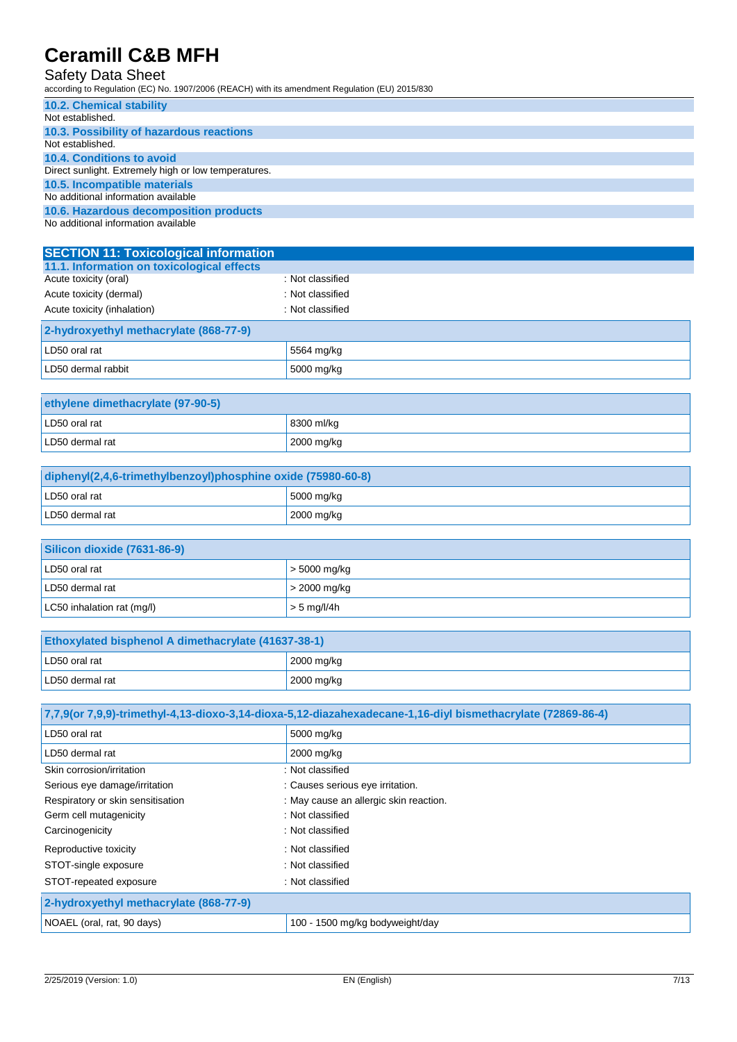### 10.2. Chemical stability

Not established.

### 10.3. Possibility of hazardous reactions

Not established.

### 10.4. Conditions to avoid

Direct sunlight. Extremely high or low temperatures.

### 10.5. Incompatible materials

No additional information available

### 10.6. Hazardous decomposition products

No additional information available

## SECTION 11: Toxicological information

### 11.1. Information on toxicological effects

Acute toxicity (oral) : Not classified

Acute toxicity (dermal) : Not classified

Acute toxicity (inhalation) : Not classified

| 2-hydroxyethyl methacrylate (868-77-9) | |
|---|---|
| LD50 oral rat | 5564 mg/kg |
| LD50 dermal rabbit | 5000 mg/kg |

| ethylene dimethacrylate (97-90-5) | |
|---|---|
| LD50 oral rat | 8300 ml/kg |
| LD50 dermal rat | 2000 mg/kg |

| diphenyl(2,4,6-trimethylbenzoyl)phosphine oxide (75980-60-8) | |
|---|---|
| LD50 oral rat | 5000 mg/kg |
| LD50 dermal rat | 2000 mg/kg |

| Silicon dioxide (7631-86-9) | |
|---|---|
| LD50 oral rat | > 5000 mg/kg |
| LD50 dermal rat | > 2000 mg/kg |
| LC50 inhalation rat (mg/l) | > 5 mg/l/4h |

| Ethoxylated bisphenol A dimethacrylate (41637-38-1) | |
|---|---|
| LD50 oral rat | 2000 mg/kg |
| LD50 dermal rat | 2000 mg/kg |

| 7,7,9(or 7,9,9)-trimethyl-4,13-dioxo-3,14-dioxa-5,12-diazahexadecane-1,16-diyl bismethacrylate (72869-86-4) | |
|---|---|
| LD50 oral rat | 5000 mg/kg |
| LD50 dermal rat | 2000 mg/kg |

Skin corrosion/irritation : Not classified

Serious eye damage/irritation : Causes serious eye irritation.

Respiratory or skin sensitisation : May cause an allergic skin reaction.

Germ cell mutagenicity : Not classified

Carcinogenicity : Not classified

Reproductive toxicity : Not classified

STOT-single exposure : Not classified

STOT-repeated exposure : Not classified

| 2-hydroxyethyl methacrylate (868-77-9) | |
|---|---|
| NOAEL (oral, rat, 90 days) | 100 - 1500 mg/kg bodyweight/day |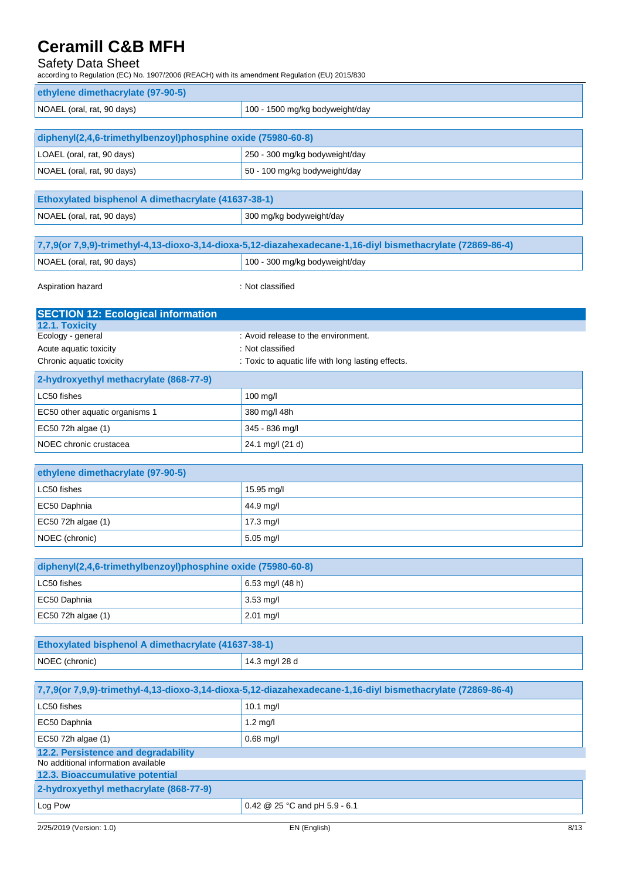| ethylene dimethacrylate (97-90-5) | |
|---|---|
| NOAEL (oral, rat, 90 days) | 100 - 1500 mg/kg bodyweight/day |

| diphenyl(2,4,6-trimethylbenzoyl)phosphine oxide (75980-60-8) | |
|---|---|
| LOAEL (oral, rat, 90 days) | 250 - 300 mg/kg bodyweight/day |
| NOAEL (oral, rat, 90 days) | 50 - 100 mg/kg bodyweight/day |

| Ethoxylated bisphenol A dimethacrylate (41637-38-1) | |
|---|---|
| NOAEL (oral, rat, 90 days) | 300 mg/kg bodyweight/day |

| 7,7,9(or 7,9,9)-trimethyl-4,13-dioxo-3,14-dioxa-5,12-diazahexadecane-1,16-diyl bismethacrylate (72869-86-4) | |
|---|---|
| NOAEL (oral, rat, 90 days) | 100 - 300 mg/kg bodyweight/day |

Aspiration hazard : Not classified

## SECTION 12: Ecological information

### 12.1. Toxicity

Ecology - general : Avoid release to the environment.

Acute aquatic toxicity : Not classified

Chronic aquatic toxicity : Toxic to aquatic life with long lasting effects.

| 2-hydroxyethyl methacrylate (868-77-9) | |
|---|---|
| LC50 fishes | 100 mg/l |
| EC50 other aquatic organisms 1 | 380 mg/l 48h |
| EC50 72h algae (1) | 345 - 836 mg/l |
| NOEC chronic crustacea | 24.1 mg/l (21 d) |

| ethylene dimethacrylate (97-90-5) | |
|---|---|
| LC50 fishes | 15.95 mg/l |
| EC50 Daphnia | 44.9 mg/l |
| EC50 72h algae (1) | 17.3 mg/l |
| NOEC (chronic) | 5.05 mg/l |

| diphenyl(2,4,6-trimethylbenzoyl)phosphine oxide (75980-60-8) | |
|---|---|
| LC50 fishes | 6.53 mg/l (48 h) |
| EC50 Daphnia | 3.53 mg/l |
| EC50 72h algae (1) | 2.01 mg/l |

| Ethoxylated bisphenol A dimethacrylate (41637-38-1) | |
|---|---|
| NOEC (chronic) | 14.3 mg/l 28 d |

| 7,7,9(or 7,9,9)-trimethyl-4,13-dioxo-3,14-dioxa-5,12-diazahexadecane-1,16-diyl bismethacrylate (72869-86-4) | |
|---|---|
| LC50 fishes | 10.1 mg/l |
| EC50 Daphnia | 1.2 mg/l |
| EC50 72h algae (1) | 0.68 mg/l |

### 12.2. Persistence and degradability

No additional information available

### 12.3. Bioaccumulative potential

| 2-hydroxyethyl methacrylate (868-77-9) | |
|---|---|
| Log Pow | 0.42 @ 25 °C and pH 5.9 - 6.1 |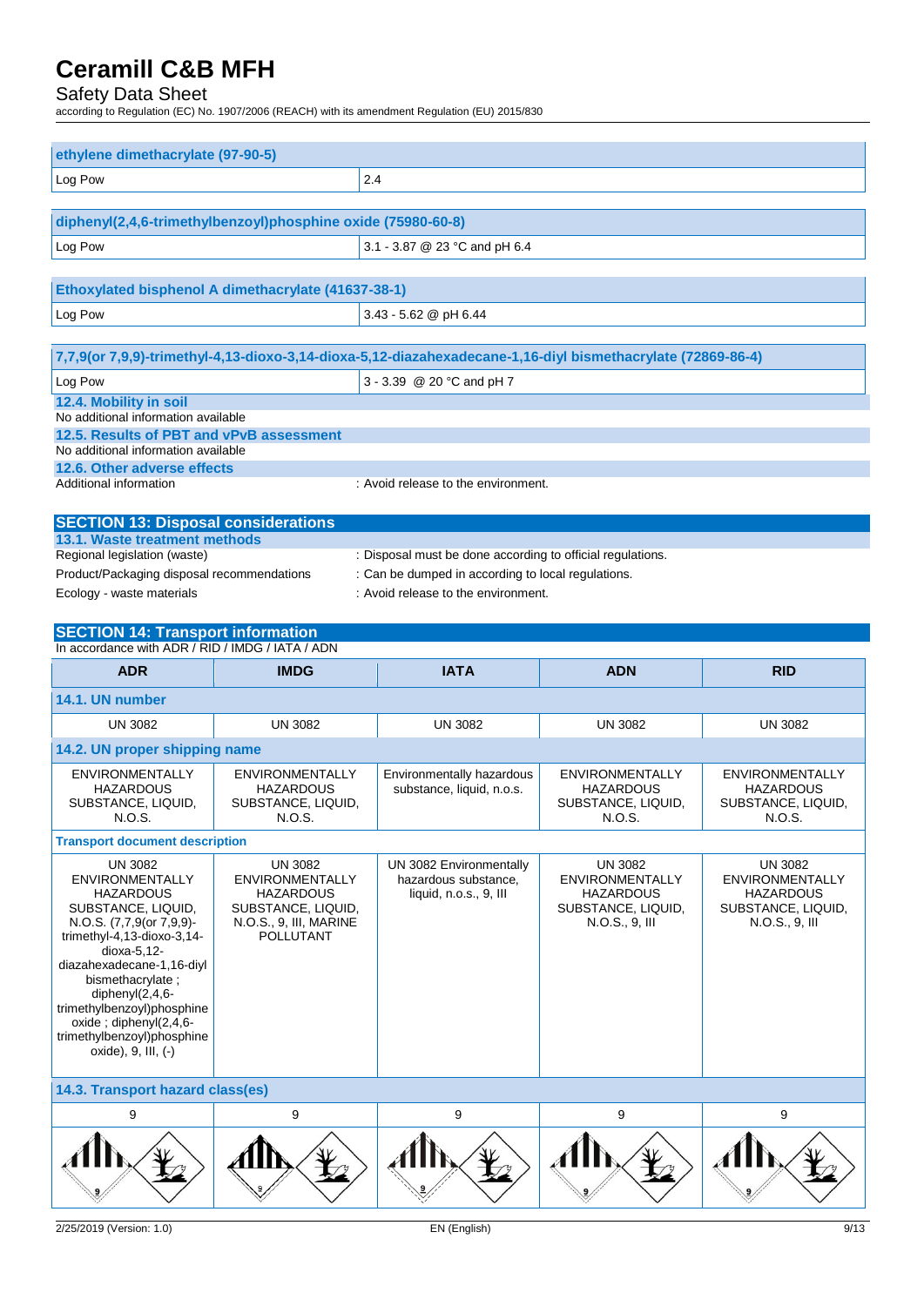| ethylene dimethacrylate (97-90-5) | |
|---|---|
| Log Pow | 2.4 |

| diphenyl(2,4,6-trimethylbenzoyl)phosphine oxide (75980-60-8) | |
|---|---|
| Log Pow | 3.1 - 3.87 @ 23 °C and pH 6.4 |

| Ethoxylated bisphenol A dimethacrylate (41637-38-1) | |
|---|---|
| Log Pow | 3.43 - 5.62 @ pH 6.44 |

| 7,7,9(or 7,9,9)-trimethyl-4,13-dioxo-3,14-dioxa-5,12-diazahexadecane-1,16-diyl bismethacrylate (72869-86-4) | |
|---|---|
| Log Pow | 3 - 3.39 @ 20 °C and pH 7 |

### 12.4. Mobility in soil

No additional information available

### 12.5. Results of PBT and vPvB assessment

No additional information available

### 12.6. Other adverse effects

Additional information : Avoid release to the environment.

## SECTION 13: Disposal considerations

### 13.1. Waste treatment methods

Regional legislation (waste) : Disposal must be done according to official regulations.

Product/Packaging disposal recommendations : Can be dumped in according to local regulations.

Ecology - waste materials : Avoid release to the environment.

## SECTION 14: Transport information

In accordance with ADR / RID / IMDG / IATA / ADN

| ADR | IMDG | IATA | ADN | RID |
|---|---|---|---|---|
| **14.1. UN number** | | | | |
| UN 3082 | UN 3082 | UN 3082 | UN 3082 | UN 3082 |
| **14.2. UN proper shipping name** | | | | |
| ENVIRONMENTALLY HAZARDOUS SUBSTANCE, LIQUID, N.O.S. | ENVIRONMENTALLY HAZARDOUS SUBSTANCE, LIQUID, N.O.S. | Environmentally hazardous substance, liquid, n.o.s. | ENVIRONMENTALLY HAZARDOUS SUBSTANCE, LIQUID, N.O.S. | ENVIRONMENTALLY HAZARDOUS SUBSTANCE, LIQUID, N.O.S. |
| **Transport document description** | | | | |
| UN 3082 ENVIRONMENTALLY HAZARDOUS SUBSTANCE, LIQUID, N.O.S. (7,7,9(or 7,9,9)-trimethyl-4,13-dioxo-3,14-dioxa-5,12-diazahexadecane-1,16-diyl bismethacrylate ; diphenyl(2,4,6-trimethylbenzoyl)phosphine oxide ; diphenyl(2,4,6-trimethylbenzoyl)phosphine oxide), 9, III, (-) | UN 3082 ENVIRONMENTALLY HAZARDOUS SUBSTANCE, LIQUID, N.O.S., 9, III, MARINE POLLUTANT | UN 3082 Environmentally hazardous substance, liquid, n.o.s., 9, III | UN 3082 ENVIRONMENTALLY HAZARDOUS SUBSTANCE, LIQUID, N.O.S., 9, III | UN 3082 ENVIRONMENTALLY HAZARDOUS SUBSTANCE, LIQUID, N.O.S., 9, III |
| **14.3. Transport hazard class(es)** | | | | |
| 9 | 9 | 9 | 9 | 9 |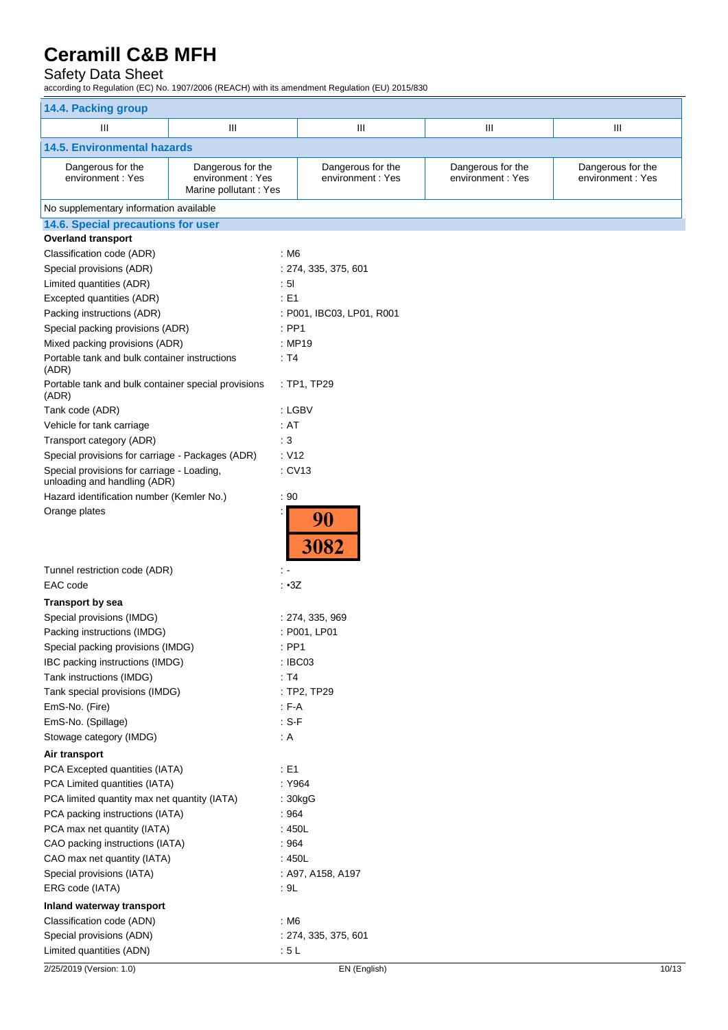### 14.4. Packing group

| | | | | |
|---|---|---|---|---|
| III | III | III | III | III |

### 14.5. Environmental hazards

| | | | | |
|---|---|---|---|---|
| Dangerous for the environment : Yes | Dangerous for the environment : Yes<br>Marine pollutant : Yes | Dangerous for the environment : Yes | Dangerous for the environment : Yes | Dangerous for the environment : Yes |

No supplementary information available

### 14.6. Special precautions for user

**Overland transport**

| | |
|---|---|
| Classification code (ADR) | : M6 |
| Special provisions (ADR) | : 274, 335, 375, 601 |
| Limited quantities (ADR) | : 5l |
| Excepted quantities (ADR) | : E1 |
| Packing instructions (ADR) | : P001, IBC03, LP01, R001 |
| Special packing provisions (ADR) | : PP1 |
| Mixed packing provisions (ADR) | : MP19 |
| Portable tank and bulk container instructions (ADR) | : T4 |
| Portable tank and bulk container special provisions (ADR) | : TP1, TP29 |
| Tank code (ADR) | : LGBV |
| Vehicle for tank carriage | : AT |
| Transport category (ADR) | : 3 |
| Special provisions for carriage - Packages (ADR) | : V12 |
| Special provisions for carriage - Loading, unloading and handling (ADR) | : CV13 |
| Hazard identification number (Kemler No.) | : 90 |
| Orange plates | : 90 / 3082 |
| Tunnel restriction code (ADR) | : - |
| EAC code | : •3Z |

**Transport by sea**

| | |
|---|---|
| Special provisions (IMDG) | : 274, 335, 969 |
| Packing instructions (IMDG) | : P001, LP01 |
| Special packing provisions (IMDG) | : PP1 |
| IBC packing instructions (IMDG) | : IBC03 |
| Tank instructions (IMDG) | : T4 |
| Tank special provisions (IMDG) | : TP2, TP29 |
| EmS-No. (Fire) | : F-A |
| EmS-No. (Spillage) | : S-F |
| Stowage category (IMDG) | : A |

**Air transport**

| | |
|---|---|
| PCA Excepted quantities (IATA) | : E1 |
| PCA Limited quantities (IATA) | : Y964 |
| PCA limited quantity max net quantity (IATA) | : 30kgG |
| PCA packing instructions (IATA) | : 964 |
| PCA max net quantity (IATA) | : 450L |
| CAO packing instructions (IATA) | : 964 |
| CAO max net quantity (IATA) | : 450L |
| Special provisions (IATA) | : A97, A158, A197 |
| ERG code (IATA) | : 9L |

**Inland waterway transport**

| | |
|---|---|
| Classification code (ADN) | : M6 |
| Special provisions (ADN) | : 274, 335, 375, 601 |
| Limited quantities (ADN) | : 5 L |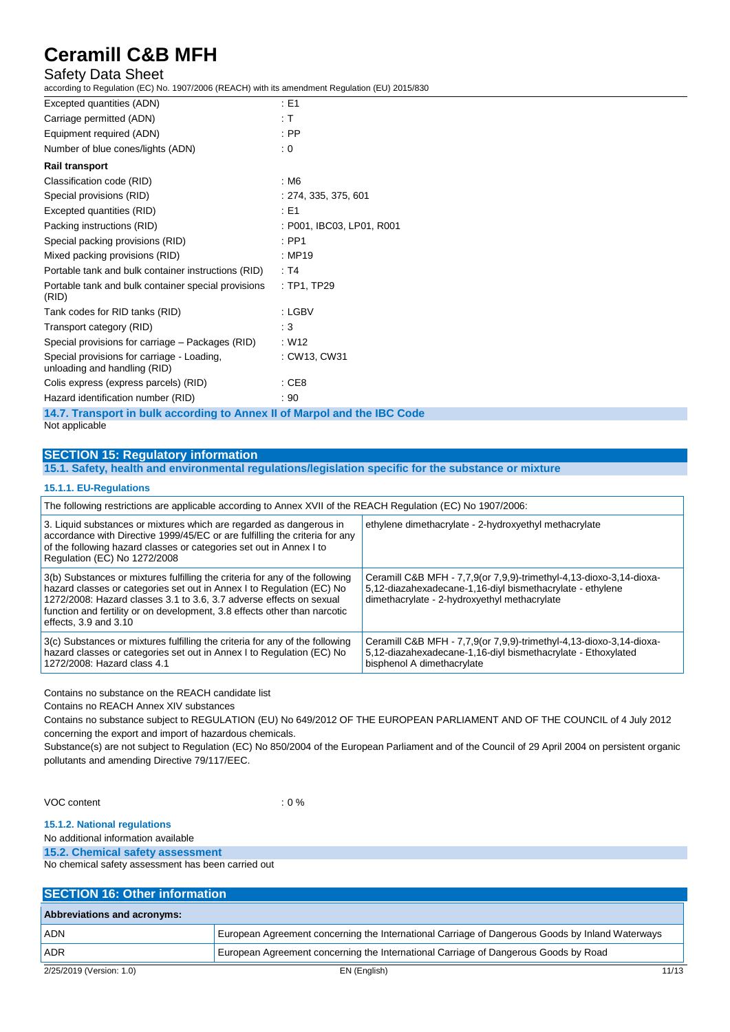| | |
|---|---|
| Excepted quantities (ADN) | : E1 |
| Carriage permitted (ADN) | : T |
| Equipment required (ADN) | : PP |
| Number of blue cones/lights (ADN) | : 0 |

**Rail transport**

| | |
|---|---|
| Classification code (RID) | : M6 |
| Special provisions (RID) | : 274, 335, 375, 601 |
| Excepted quantities (RID) | : E1 |
| Packing instructions (RID) | : P001, IBC03, LP01, R001 |
| Special packing provisions (RID) | : PP1 |
| Mixed packing provisions (RID) | : MP19 |
| Portable tank and bulk container instructions (RID) | : T4 |
| Portable tank and bulk container special provisions (RID) | : TP1, TP29 |
| Tank codes for RID tanks (RID) | : LGBV |
| Transport category (RID) | : 3 |
| Special provisions for carriage – Packages (RID) | : W12 |
| Special provisions for carriage - Loading, unloading and handling (RID) | : CW13, CW31 |
| Colis express (express parcels) (RID) | : CE8 |
| Hazard identification number (RID) | : 90 |

### 14.7. Transport in bulk according to Annex II of Marpol and the IBC Code

Not applicable

## SECTION 15: Regulatory information

### 15.1. Safety, health and environmental regulations/legislation specific for the substance or mixture

#### 15.1.1. EU-Regulations

| The following restrictions are applicable according to Annex XVII of the REACH Regulation (EC) No 1907/2006: | |
|---|---|
| 3. Liquid substances or mixtures which are regarded as dangerous in accordance with Directive 1999/45/EC or are fulfilling the criteria for any of the following hazard classes or categories set out in Annex I to Regulation (EC) No 1272/2008 | ethylene dimethacrylate - 2-hydroxyethyl methacrylate |
| 3(b) Substances or mixtures fulfilling the criteria for any of the following hazard classes or categories set out in Annex I to Regulation (EC) No 1272/2008: Hazard classes 3.1 to 3.6, 3.7 adverse effects on sexual function and fertility or on development, 3.8 effects other than narcotic effects, 3.9 and 3.10 | Ceramill C&B MFH - 7,7,9(or 7,9,9)-trimethyl-4,13-dioxo-3,14-dioxa-5,12-diazahexadecane-1,16-diyl bismethacrylate - ethylene dimethacrylate - 2-hydroxyethyl methacrylate |
| 3(c) Substances or mixtures fulfilling the criteria for any of the following hazard classes or categories set out in Annex I to Regulation (EC) No 1272/2008: Hazard class 4.1 | Ceramill C&B MFH - 7,7,9(or 7,9,9)-trimethyl-4,13-dioxo-3,14-dioxa-5,12-diazahexadecane-1,16-diyl bismethacrylate - Ethoxylated bisphenol A dimethacrylate |

Contains no substance on the REACH candidate list

Contains no REACH Annex XIV substances

Contains no substance subject to REGULATION (EU) No 649/2012 OF THE EUROPEAN PARLIAMENT AND OF THE COUNCIL of 4 July 2012 concerning the export and import of hazardous chemicals.

Substance(s) are not subject to Regulation (EC) No 850/2004 of the European Parliament and of the Council of 29 April 2004 on persistent organic pollutants and amending Directive 79/117/EEC.

VOC content : 0 %

#### 15.1.2. National regulations

No additional information available

### 15.2. Chemical safety assessment

No chemical safety assessment has been carried out

## SECTION 16: Other information

| Abbreviations and acronyms: | |
|---|---|
| ADN | European Agreement concerning the International Carriage of Dangerous Goods by Inland Waterways |
| ADR | European Agreement concerning the International Carriage of Dangerous Goods by Road |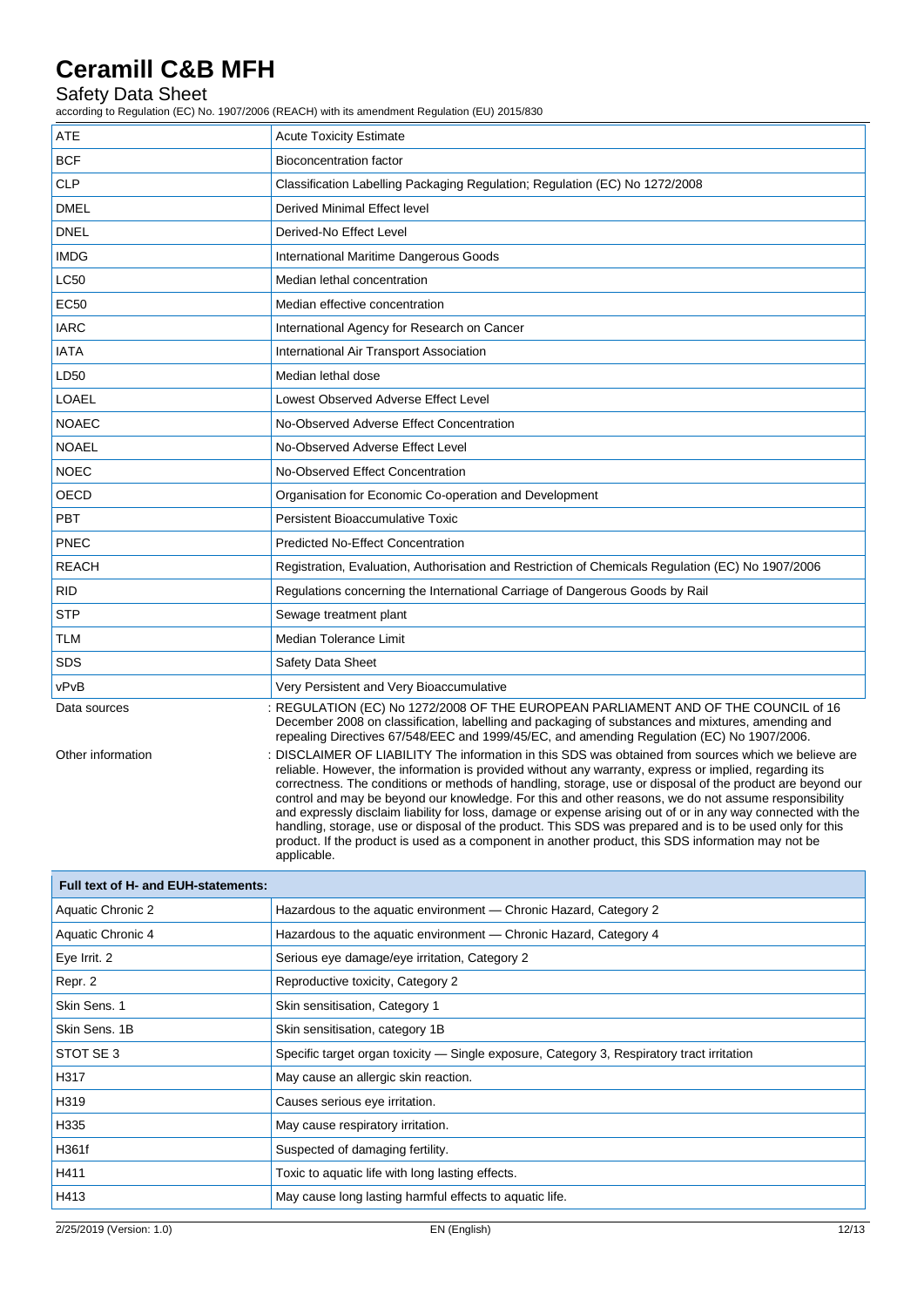| | |
|---|---|
| ATE | Acute Toxicity Estimate |
| BCF | Bioconcentration factor |
| CLP | Classification Labelling Packaging Regulation; Regulation (EC) No 1272/2008 |
| DMEL | Derived Minimal Effect level |
| DNEL | Derived-No Effect Level |
| IMDG | International Maritime Dangerous Goods |
| LC50 | Median lethal concentration |
| EC50 | Median effective concentration |
| IARC | International Agency for Research on Cancer |
| IATA | International Air Transport Association |
| LD50 | Median lethal dose |
| LOAEL | Lowest Observed Adverse Effect Level |
| NOAEC | No-Observed Adverse Effect Concentration |
| NOAEL | No-Observed Adverse Effect Level |
| NOEC | No-Observed Effect Concentration |
| OECD | Organisation for Economic Co-operation and Development |
| PBT | Persistent Bioaccumulative Toxic |
| PNEC | Predicted No-Effect Concentration |
| REACH | Registration, Evaluation, Authorisation and Restriction of Chemicals Regulation (EC) No 1907/2006 |
| RID | Regulations concerning the International Carriage of Dangerous Goods by Rail |
| STP | Sewage treatment plant |
| TLM | Median Tolerance Limit |
| SDS | Safety Data Sheet |
| vPvB | Very Persistent and Very Bioaccumulative |

Data sources : REGULATION (EC) No 1272/2008 OF THE EUROPEAN PARLIAMENT AND OF THE COUNCIL of 16 December 2008 on classification, labelling and packaging of substances and mixtures, amending and repealing Directives 67/548/EEC and 1999/45/EC, and amending Regulation (EC) No 1907/2006.

Other information : DISCLAIMER OF LIABILITY The information in this SDS was obtained from sources which we believe are reliable. However, the information is provided without any warranty, express or implied, regarding its correctness. The conditions or methods of handling, storage, use or disposal of the product are beyond our control and may be beyond our knowledge. For this and other reasons, we do not assume responsibility and expressly disclaim liability for loss, damage or expense arising out of or in any way connected with the handling, storage, use or disposal of the product. This SDS was prepared and is to be used only for this product. If the product is used as a component in another product, this SDS information may not be applicable.

| Full text of H- and EUH-statements: | |
|---|---|
| Aquatic Chronic 2 | Hazardous to the aquatic environment — Chronic Hazard, Category 2 |
| Aquatic Chronic 4 | Hazardous to the aquatic environment — Chronic Hazard, Category 4 |
| Eye Irrit. 2 | Serious eye damage/eye irritation, Category 2 |
| Repr. 2 | Reproductive toxicity, Category 2 |
| Skin Sens. 1 | Skin sensitisation, Category 1 |
| Skin Sens. 1B | Skin sensitisation, category 1B |
| STOT SE 3 | Specific target organ toxicity — Single exposure, Category 3, Respiratory tract irritation |
| H317 | May cause an allergic skin reaction. |
| H319 | Causes serious eye irritation. |
| H335 | May cause respiratory irritation. |
| H361f | Suspected of damaging fertility. |
| H411 | Toxic to aquatic life with long lasting effects. |
| H413 | May cause long lasting harmful effects to aquatic life. |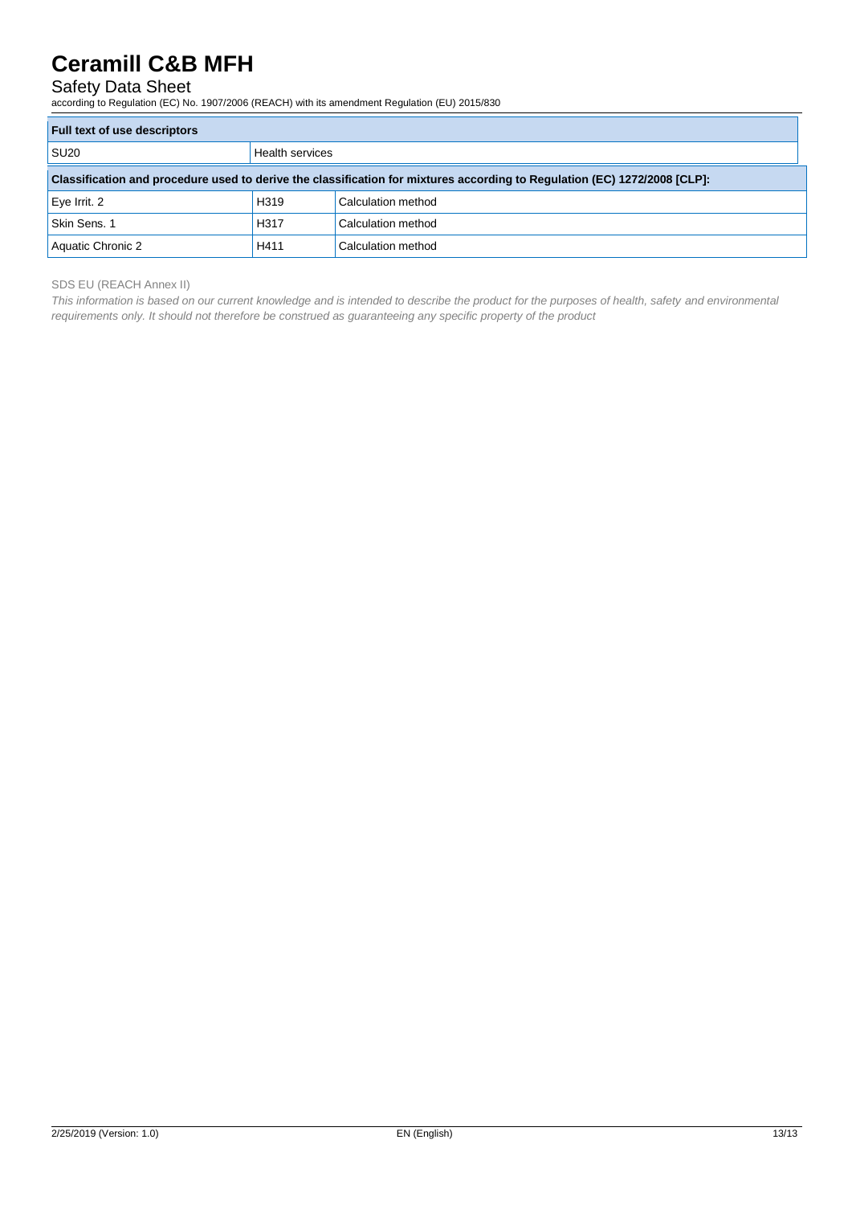| Full text of use descriptors | |
|---|---|
| SU20 | Health services |

| Classification and procedure used to derive the classification for mixtures according to Regulation (EC) 1272/2008 [CLP]: | | |
|---|---|---|
| Eye Irrit. 2 | H319 | Calculation method |
| Skin Sens. 1 | H317 | Calculation method |
| Aquatic Chronic 2 | H411 | Calculation method |

SDS EU (REACH Annex II)

*This information is based on our current knowledge and is intended to describe the product for the purposes of health, safety and environmental requirements only. It should not therefore be construed as guaranteeing any specific property of the product*